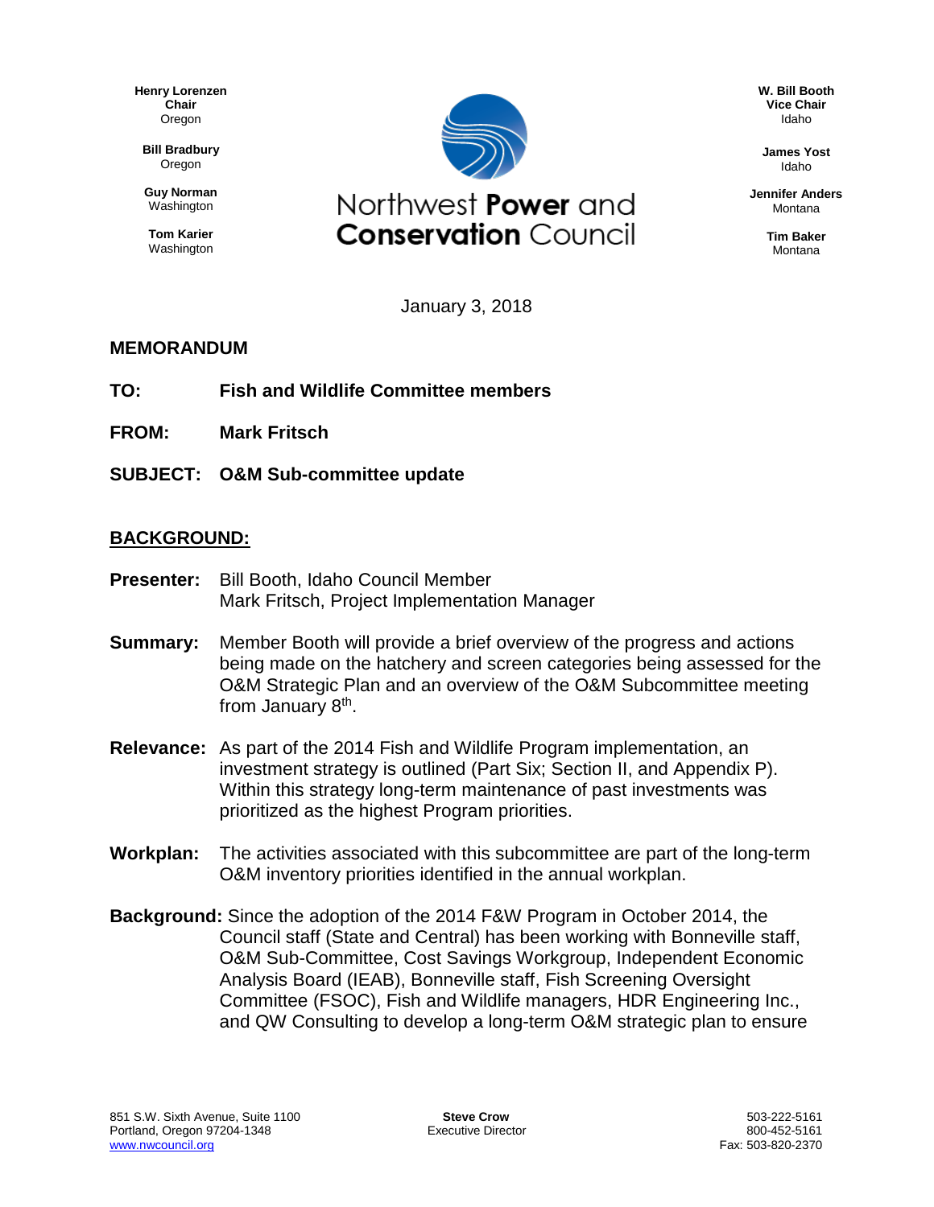Henry Lorenzen
**Chair**
Oregon

**Bill Bradbury**
Oregon

**Guy Norman**
Washington

**Tom Karier**
Washington

# Northwest **Power** and **Conservation** Council

**W. Bill Booth**
**Vice Chair**
Idaho

**James Yost**
Idaho

**Jennifer Anders**
Montana

**Tim Baker**
Montana

January 3, 2018

**MEMORANDUM**

**TO:** **Fish and Wildlife Committee members**

**FROM:** **Mark Fritsch**

**SUBJECT:** **O&M Sub-committee update**

## BACKGROUND:

**Presenter:** Bill Booth, Idaho Council Member
Mark Fritsch, Project Implementation Manager

**Summary:** Member Booth will provide a brief overview of the progress and actions being made on the hatchery and screen categories being assessed for the O&M Strategic Plan and an overview of the O&M Subcommittee meeting from January 8th.

**Relevance:** As part of the 2014 Fish and Wildlife Program implementation, an investment strategy is outlined (Part Six; Section II, and Appendix P). Within this strategy long-term maintenance of past investments was prioritized as the highest Program priorities.

**Workplan:** The activities associated with this subcommittee are part of the long-term O&M inventory priorities identified in the annual workplan.

**Background:** Since the adoption of the 2014 F&W Program in October 2014, the Council staff (State and Central) has been working with Bonneville staff, O&M Sub-Committee, Cost Savings Workgroup, Independent Economic Analysis Board (IEAB), Bonneville staff, Fish Screening Oversight Committee (FSOC), Fish and Wildlife managers, HDR Engineering Inc., and QW Consulting to develop a long-term O&M strategic plan to ensure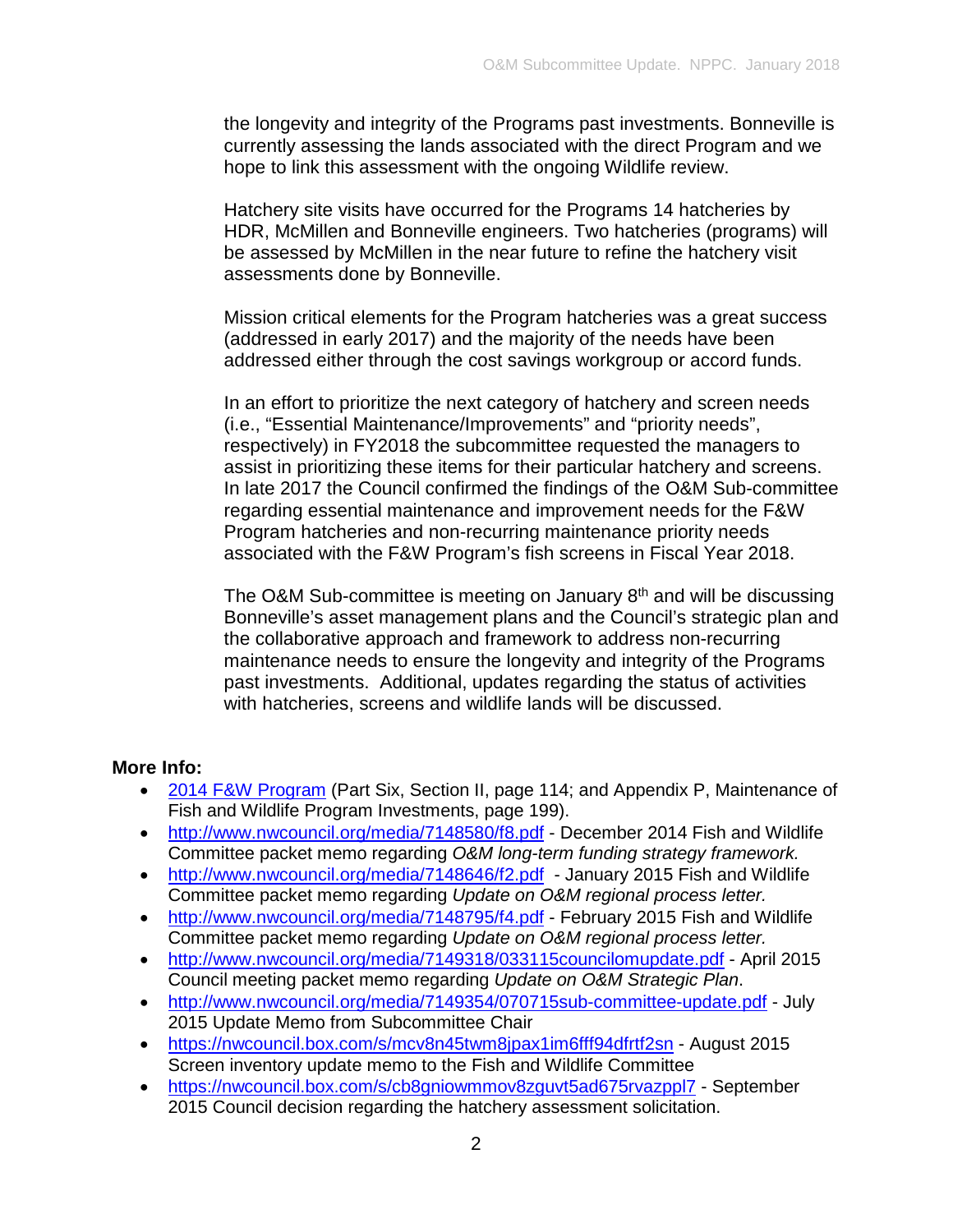the longevity and integrity of the Programs past investments. Bonneville is currently assessing the lands associated with the direct Program and we hope to link this assessment with the ongoing Wildlife review.

Hatchery site visits have occurred for the Programs 14 hatcheries by HDR, McMillen and Bonneville engineers. Two hatcheries (programs) will be assessed by McMillen in the near future to refine the hatchery visit assessments done by Bonneville.

Mission critical elements for the Program hatcheries was a great success (addressed in early 2017) and the majority of the needs have been addressed either through the cost savings workgroup or accord funds.

In an effort to prioritize the next category of hatchery and screen needs (i.e., "Essential Maintenance/Improvements" and "priority needs", respectively) in FY2018 the subcommittee requested the managers to assist in prioritizing these items for their particular hatchery and screens. In late 2017 the Council confirmed the findings of the O&M Sub-committee regarding essential maintenance and improvement needs for the F&W Program hatcheries and non-recurring maintenance priority needs associated with the F&W Program's fish screens in Fiscal Year 2018.

The O&M Sub-committee is meeting on January 8th and will be discussing Bonneville's asset management plans and the Council's strategic plan and the collaborative approach and framework to address non-recurring maintenance needs to ensure the longevity and integrity of the Programs past investments. Additional, updates regarding the status of activities with hatcheries, screens and wildlife lands will be discussed.

**More Info:**

- [2014 F&W Program](2014 F&W Program) (Part Six, Section II, page 114; and Appendix P, Maintenance of Fish and Wildlife Program Investments, page 199).
- http://www.nwcouncil.org/media/7148580/f8.pdf - December 2014 Fish and Wildlife Committee packet memo regarding *O&M long-term funding strategy framework.*
- http://www.nwcouncil.org/media/7148646/f2.pdf - January 2015 Fish and Wildlife Committee packet memo regarding *Update on O&M regional process letter.*
- http://www.nwcouncil.org/media/7148795/f4.pdf - February 2015 Fish and Wildlife Committee packet memo regarding *Update on O&M regional process letter.*
- http://www.nwcouncil.org/media/7149318/033115councilomupdate.pdf - April 2015 Council meeting packet memo regarding *Update on O&M Strategic Plan*.
- http://www.nwcouncil.org/media/7149354/070715sub-committee-update.pdf - July 2015 Update Memo from Subcommittee Chair
- https://nwcouncil.box.com/s/mcv8n45twm8jpax1im6fff94dfrtf2sn - August 2015 Screen inventory update memo to the Fish and Wildlife Committee
- https://nwcouncil.box.com/s/cb8gniowmmov8zguvt5ad675rvazppl7 - September 2015 Council decision regarding the hatchery assessment solicitation.